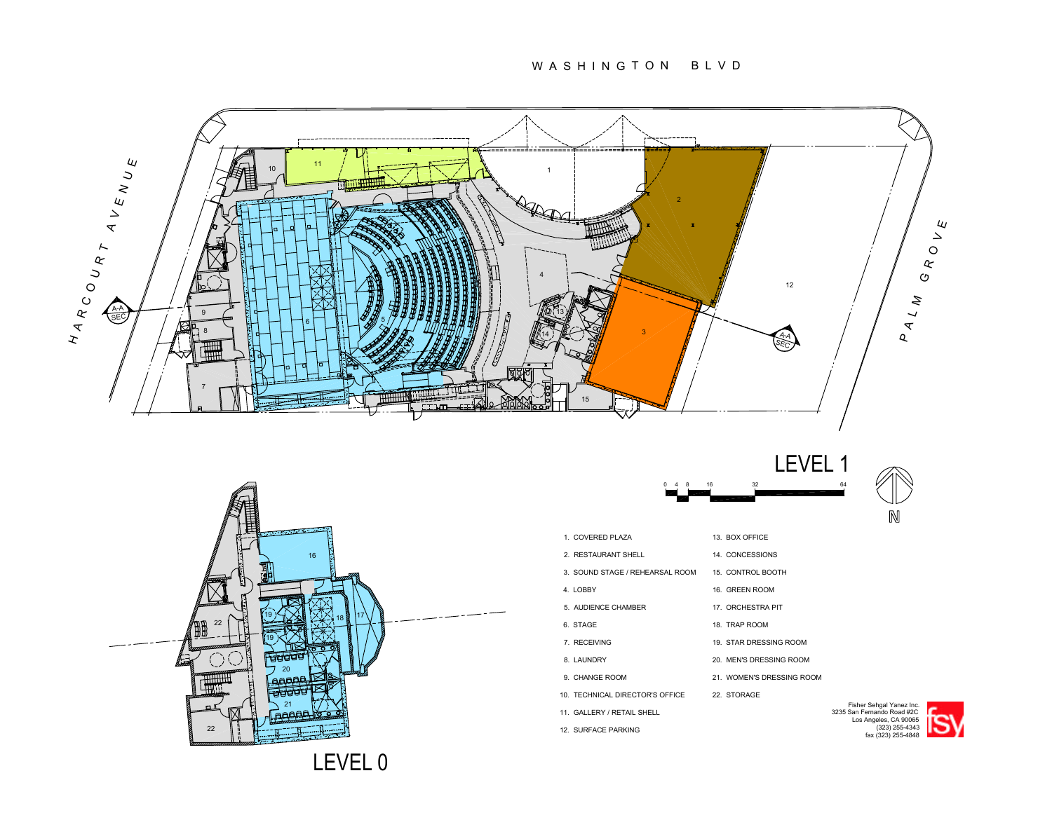WASHINGTON BLVD

HARCOURT AVENUE

PALM GROVE

# LEVEL 1

# LEVEL 0

0 4 8 16 32 64

N

1. COVERED PLAZA
2. RESTAURANT SHELL
3. SOUND STAGE / REHEARSAL ROOM
4. LOBBY
5. AUDIENCE CHAMBER
6. STAGE
7. RECEIVING
8. LAUNDRY
9. CHANGE ROOM
10. TECHNICAL DIRECTOR'S OFFICE
11. GALLERY / RETAIL SHELL
12. SURFACE PARKING
13. BOX OFFICE
14. CONCESSIONS
15. CONTROL BOOTH
16. GREEN ROOM
17. ORCHESTRA PIT
18. TRAP ROOM
19. STAR DRESSING ROOM
20. MEN'S DRESSING ROOM
21. WOMEN'S DRESSING ROOM
22. STORAGE

Fisher Sehgal Yanez Inc.
3235 San Fernando Road #2C
Los Angeles, CA 90065
(323) 255-4343
fax (323) 255-4848

fsy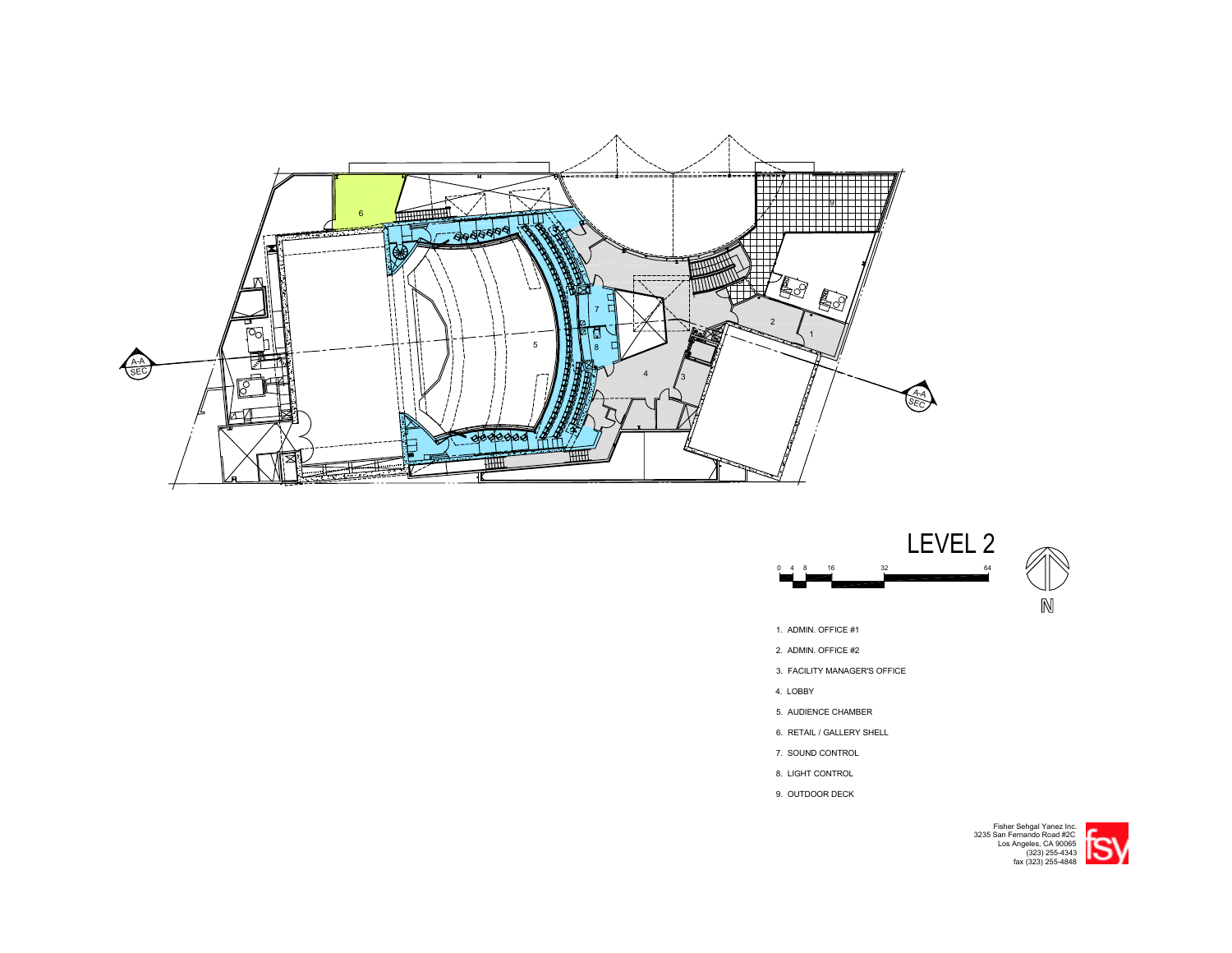# LEVEL 2

0 4 8 16 32 64

N

1. ADMIN. OFFICE #1
2. ADMIN. OFFICE #2
3. FACILITY MANAGER'S OFFICE
4. LOBBY
5. AUDIENCE CHAMBER
6. RETAIL / GALLERY SHELL
7. SOUND CONTROL
8. LIGHT CONTROL
9. OUTDOOR DECK

Fisher Sehgal Yanez Inc.
3235 San Fernando Road #2C
Los Angeles, CA 90065
(323) 255-4343
fax (323) 255-4848

fsy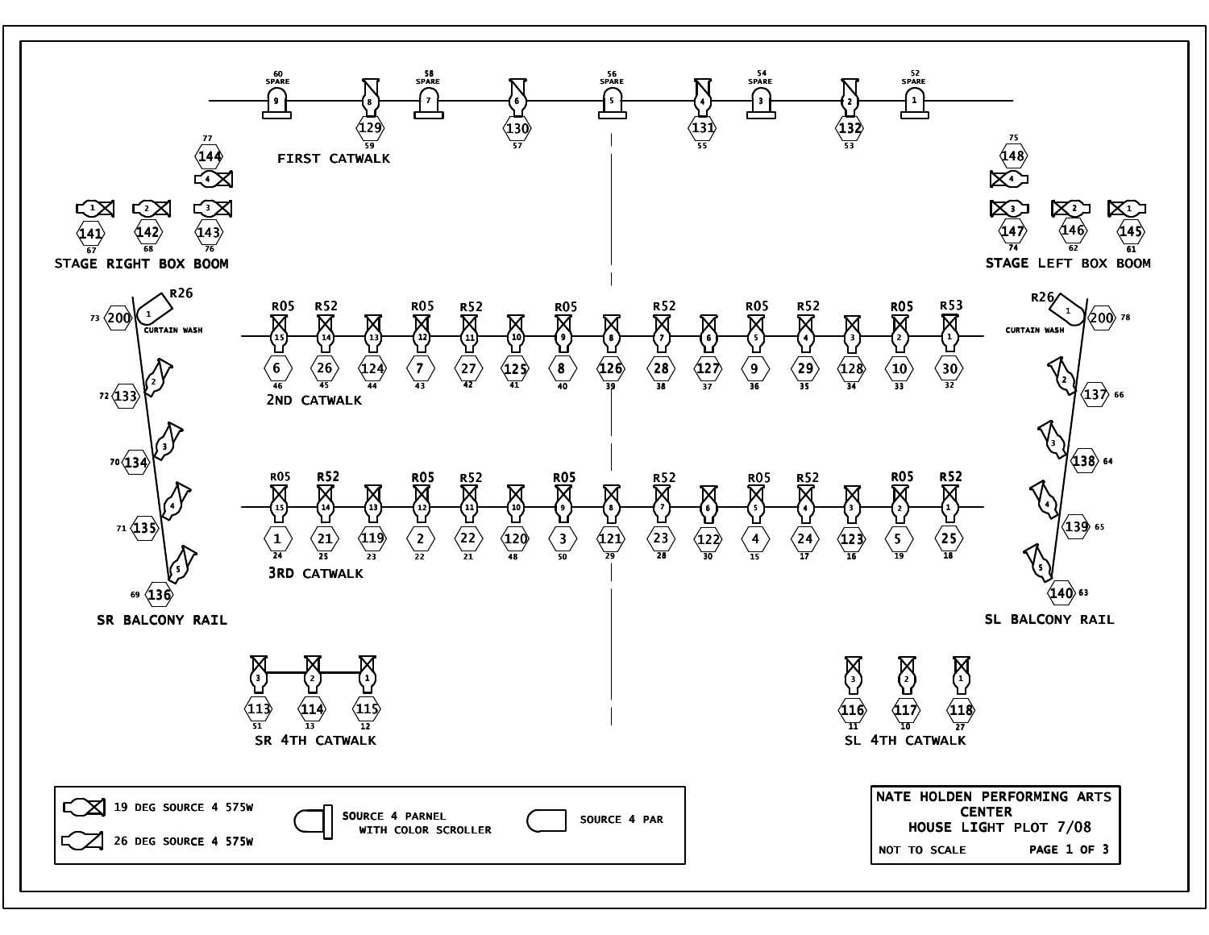# FIRST CATWALK

| Unit | Color | Channel | Dimmer |
|---|---|---|---|
| 9 | SPARE | | 60 |
| 8 | | 129 | 59 |
| 7 | SPARE | | 58 |
| 6 | | 130 | 57 |
| 5 | SPARE | | 56 |
| 4 | | 131 | 55 |
| 3 | SPARE | | 54 |
| 2 | | 132 | 53 |
| 1 | SPARE | | 52 |

# STAGE RIGHT BOX BOOM

| Unit | Channel | Dimmer |
|---|---|---|
| 4 | 144 | 77 |
| 1 | 141 | 67 |
| 2 | 142 | 68 |
| 3 | 143 | 76 |

# STAGE LEFT BOX BOOM

| Unit | Channel | Dimmer |
|---|---|---|
| 4 | 148 | 75 |
| 3 | 147 | 74 |
| 2 | 146 | 62 |
| 1 | 145 | 61 |

# CURTAIN WASH

| Side | Unit | Color | Channel | Dimmer |
|---|---|---|---|---|
| SR | 1 | R26 | 200 | 73 |
| SL | 1 | R26 | 200 | 78 |

# 2ND CATWALK

| Unit | Color | Channel | Dimmer |
|---|---|---|---|
| 15 | R05 | 6 | 46 |
| 14 | R52 | 26 | 45 |
| 13 | | 124 | 44 |
| 12 | R05 | 7 | 43 |
| 11 | R52 | 27 | 42 |
| 10 | | 125 | 41 |
| 9 | R05 | 8 | 40 |
| 8 | | 126 | 39 |
| 7 | R52 | 28 | 38 |
| 6 | | 127 | 37 |
| 5 | R05 | 9 | 36 |
| 4 | R52 | 29 | 35 |
| 3 | | 128 | 34 |
| 2 | R05 | 10 | 33 |
| 1 | R53 | 30 | 32 |

# SR BALCONY RAIL

| Unit | Channel | Dimmer |
|---|---|---|
| 2 | 133 | 72 |
| 3 | 134 | 70 |
| 4 | 135 | 71 |
| 5 | 136 | 69 |

# SL BALCONY RAIL

| Unit | Channel | Dimmer |
|---|---|---|
| 2 | 137 | 66 |
| 3 | 138 | 64 |
| 4 | 139 | 65 |
| 5 | 140 | 63 |

# 3RD CATWALK

| Unit | Color | Channel | Dimmer |
|---|---|---|---|
| 15 | R05 | 1 | 24 |
| 14 | R52 | 21 | 25 |
| 13 | | 119 | 23 |
| 12 | R05 | 2 | 22 |
| 11 | R52 | 22 | 21 |
| 10 | | 120 | 48 |
| 9 | R05 | 3 | 50 |
| 8 | | 121 | 29 |
| 7 | R52 | 23 | 28 |
| 6 | | 122 | 30 |
| 5 | R05 | 4 | 15 |
| 4 | R52 | 24 | 17 |
| 3 | | 123 | 16 |
| 2 | R05 | 5 | 19 |
| 1 | R52 | 25 | 18 |

# SR 4TH CATWALK

| Unit | Channel | Dimmer |
|---|---|---|
| 3 | 113 | 51 |
| 2 | 114 | 13 |
| 1 | 115 | 12 |

# SL 4TH CATWALK

| Unit | Channel | Dimmer |
|---|---|---|
| 3 | 116 | 11 |
| 2 | 117 | 10 |
| 1 | 118 | 27 |

# Legend

- 19 DEG SOURCE 4 575W
- 26 DEG SOURCE 4 575W
- SOURCE 4 PARNEL WITH COLOR SCROLLER
- SOURCE 4 PAR

**NATE HOLDEN PERFORMING ARTS CENTER**
**HOUSE LIGHT PLOT 7/08**

NOT TO SCALE — PAGE 1 OF 3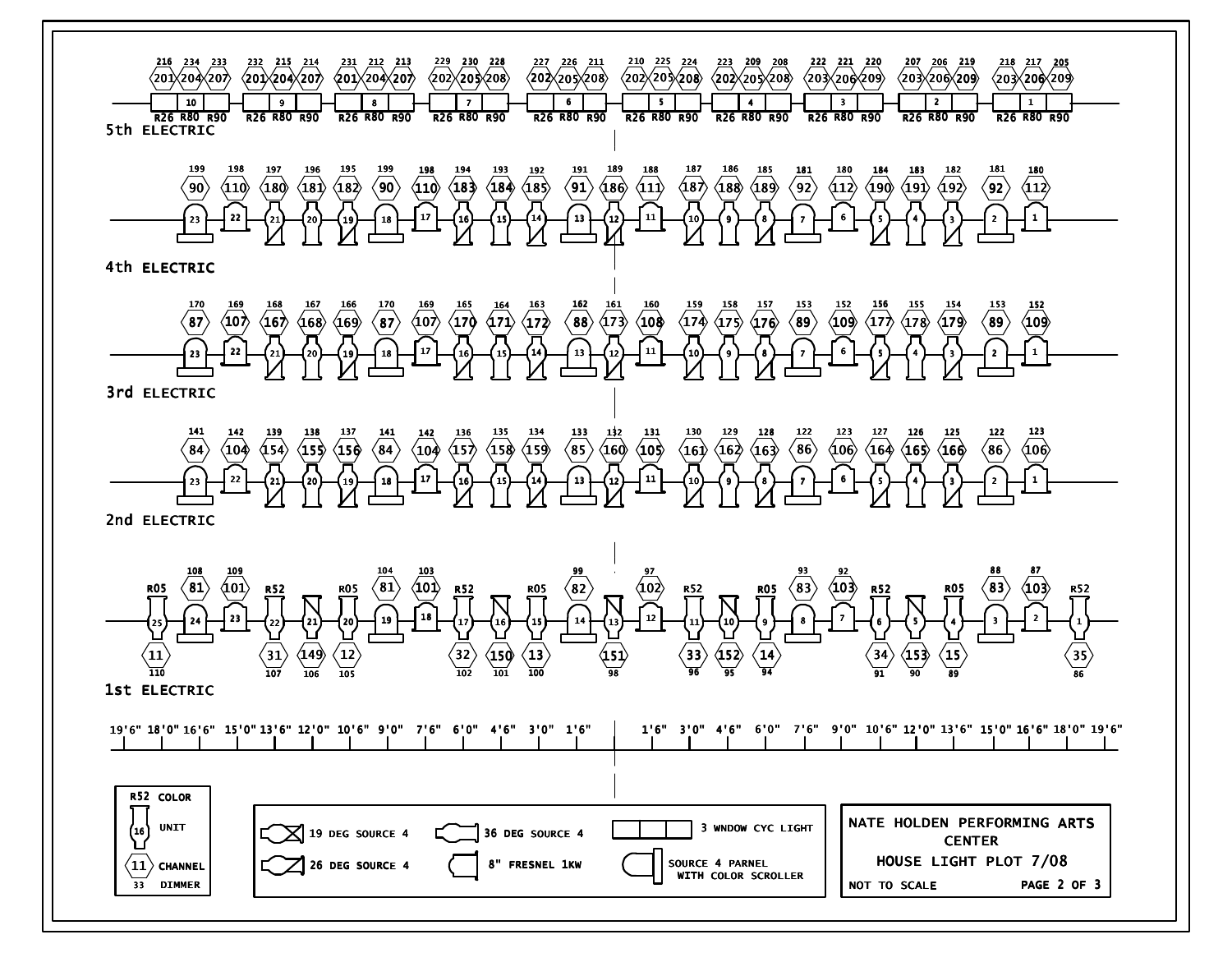# 5th ELECTRIC

Colors per cyc unit: R26 / R80 / R90

| Unit | Channel (R26) | Dimmer (R26) | Channel (R80) | Dimmer (R80) | Channel (R90) | Dimmer (R90) |
|---|---|---|---|---|---|---|
| 10 | 201 | 216 | 204 | 234 | 207 | 233 |
| 9 | 201 | 232 | 204 | 215 | 207 | 214 |
| 8 | 201 | 231 | 204 | 212 | 207 | 213 |
| 7 | 202 | 229 | 205 | 230 | 208 | 228 |
| 6 | 202 | 227 | 205 | 226 | 208 | 211 |
| 5 | 202 | 210 | 205 | 225 | 208 | 224 |
| 4 | 202 | 223 | 205 | 209 | 208 | 208 |
| 3 | 203 | 222 | 206 | 221 | 209 | 220 |
| 2 | 203 | 207 | 206 | 206 | 209 | 219 |
| 1 | 203 | 218 | 206 | 217 | 209 | 205 |

# 4th ELECTRIC

| Unit | 23 | 22 | 21 | 20 | 19 | 18 | 17 | 16 | 15 | 14 | 13 | 12 | 11 | 10 | 9 | 8 | 7 | 6 | 5 | 4 | 3 | 2 | 1 |
|---|---|---|---|---|---|---|---|---|---|---|---|---|---|---|---|---|---|---|---|---|---|---|---|
| Channel | 90 | 110 | 180 | 181 | 182 | 90 | 110 | 183 | 184 | 185 | 91 | 186 | 111 | 187 | 188 | 189 | 92 | 112 | 190 | 191 | 192 | 92 | 112 |
| Dimmer | 199 | 198 | 197 | 196 | 195 | 199 | 198 | 194 | 193 | 192 | 191 | 189 | 188 | 187 | 186 | 185 | 181 | 180 | 184 | 183 | 182 | 181 | 180 |

# 3rd ELECTRIC

| Unit | 23 | 22 | 21 | 20 | 19 | 18 | 17 | 16 | 15 | 14 | 13 | 12 | 11 | 10 | 9 | 8 | 7 | 6 | 5 | 4 | 3 | 2 | 1 |
|---|---|---|---|---|---|---|---|---|---|---|---|---|---|---|---|---|---|---|---|---|---|---|---|
| Channel | 87 | 107 | 167 | 168 | 169 | 87 | 107 | 170 | 171 | 172 | 88 | 173 | 108 | 174 | 175 | 176 | 89 | 109 | 177 | 178 | 179 | 89 | 109 |
| Dimmer | 170 | 169 | 168 | 167 | 166 | 170 | 169 | 165 | 164 | 163 | 162 | 161 | 160 | 159 | 158 | 157 | 153 | 152 | 156 | 155 | 154 | 153 | 152 |

# 2nd ELECTRIC

| Unit | 23 | 22 | 21 | 20 | 19 | 18 | 17 | 16 | 15 | 14 | 13 | 12 | 11 | 10 | 9 | 8 | 7 | 6 | 5 | 4 | 3 | 2 | 1 |
|---|---|---|---|---|---|---|---|---|---|---|---|---|---|---|---|---|---|---|---|---|---|---|---|
| Channel | 84 | 104 | 154 | 155 | 156 | 84 | 104 | 157 | 158 | 159 | 85 | 160 | 105 | 161 | 162 | 163 | 86 | 106 | 164 | 165 | 166 | 86 | 106 |
| Dimmer | 141 | 142 | 139 | 138 | 137 | 141 | 142 | 136 | 135 | 134 | 133 | 132 | 131 | 130 | 129 | 128 | 122 | 123 | 127 | 126 | 125 | 122 | 123 |

# 1st ELECTRIC

| Unit | 25 | 24 | 23 | 22 | 21 | 20 | 19 | 18 | 17 | 16 | 15 | 14 | 13 | 12 | 11 | 10 | 9 | 8 | 7 | 6 | 5 | 4 | 3 | 2 | 1 |
|---|---|---|---|---|---|---|---|---|---|---|---|---|---|---|---|---|---|---|---|---|---|---|---|---|---|
| Color | R05 | | | R52 | | R05 | | | R52 | | R05 | | | | R52 | | R05 | | | R52 | | R05 | | | R52 |
| Channel | 11 | 81 | 101 | 31 | 149 | 12 | 81 | 101 | 32 | 150 | 13 | 82 | 151 | 102 | 33 | 152 | 14 | 83 | 103 | 34 | 153 | 15 | 83 | 103 | 35 |
| Dimmer | 110 | 108 | 109 | 107 | 106 | 105 | 104 | 103 | 102 | 101 | 100 | 99 | 98 | 97 | 96 | 95 | 94 | 93 | 92 | 91 | 90 | 89 | 88 | 87 | 86 |

Scale: 19'6" 18'0" 16'6" 15'0" 13'6" 12'0" 10'6" 9'0" 7'6" 6'0" 4'6" 3'0" 1'6" | 1'6" 3'0" 4'6" 6'0" 7'6" 9'0" 10'6" 12'0" 13'6" 15'0" 16'6" 18'0" 19'6"

**Key:** R52 COLOR / UNIT (16) / CHANNEL (11) / DIMMER (33)

- 19 DEG SOURCE 4
- 26 DEG SOURCE 4
- 36 DEG SOURCE 4
- 8" FRESNEL 1KW
- 3 WNDOW CYC LIGHT
- SOURCE 4 PARNEL WITH COLOR SCROLLER

**NATE HOLDEN PERFORMING ARTS CENTER**
**HOUSE LIGHT PLOT 7/08**

NOT TO SCALE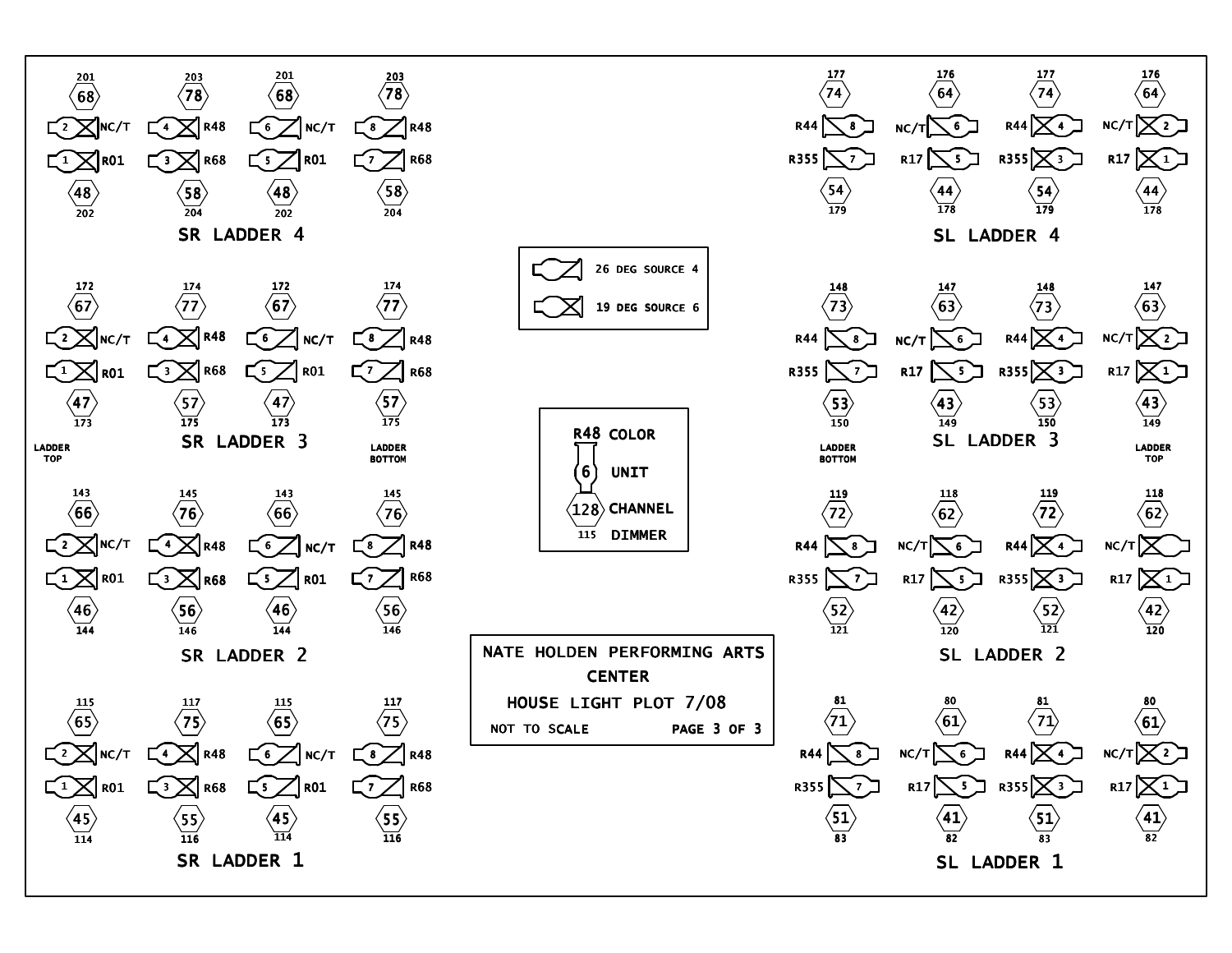# NATE HOLDEN PERFORMING ARTS CENTER

## HOUSE LIGHT PLOT 7/08

NOT TO SCALE

PAGE 3 OF 3

### Legend

- 26 DEG SOURCE 4
- 19 DEG SOURCE 6

Key: R48 COLOR / 6 UNIT / 128 CHANNEL / 115 DIMMER

LADDER TOP / LADDER BOTTOM

## SR LADDER 4

| Unit | Color | Channel | Dimmer |
|---|---|---|---|
| 2 | NC/T | 68 | 201 |
| 1 | R01 | 48 | 202 |
| 4 | R48 | 78 | 203 |
| 3 | R68 | 58 | 204 |
| 6 | NC/T | 68 | 201 |
| 5 | R01 | 48 | 202 |
| 8 | R48 | 78 | 203 |
| 7 | R68 | 58 | 204 |

## SR LADDER 3

| Unit | Color | Channel | Dimmer |
|---|---|---|---|
| 2 | NC/T | 67 | 172 |
| 1 | R01 | 47 | 173 |
| 4 | R48 | 77 | 174 |
| 3 | R68 | 57 | 175 |
| 6 | NC/T | 67 | 172 |
| 5 | R01 | 47 | 173 |
| 8 | R48 | 77 | 174 |
| 7 | R68 | 57 | 175 |

## SR LADDER 2

| Unit | Color | Channel | Dimmer |
|---|---|---|---|
| 2 | NC/T | 66 | 143 |
| 1 | R01 | 46 | 144 |
| 4 | R48 | 76 | 145 |
| 3 | R68 | 56 | 146 |
| 6 | NC/T | 66 | 143 |
| 5 | R01 | 46 | 144 |
| 8 | R48 | 76 | 145 |
| 7 | R68 | 56 | 146 |

## SR LADDER 1

| Unit | Color | Channel | Dimmer |
|---|---|---|---|
| 2 | NC/T | 65 | 115 |
| 1 | R01 | 45 | 114 |
| 4 | R48 | 75 | 117 |
| 3 | R68 | 55 | 116 |
| 6 | NC/T | 65 | 115 |
| 5 | R01 | 45 | 114 |
| 8 | R48 | 75 | 117 |
| 7 | R68 | 55 | 116 |

## SL LADDER 4

| Unit | Color | Channel | Dimmer |
|---|---|---|---|
| 8 | R44 | 74 | 177 |
| 7 | R355 | 54 | 179 |
| 6 | NC/T | 64 | 176 |
| 5 | R17 | 44 | 178 |
| 4 | R44 | 74 | 177 |
| 3 | R355 | 54 | 179 |
| 2 | NC/T | 64 | 176 |
| 1 | R17 | 44 | 178 |

## SL LADDER 3

| Unit | Color | Channel | Dimmer |
|---|---|---|---|
| 8 | R44 | 73 | 148 |
| 7 | R355 | 53 | 150 |
| 6 | NC/T | 63 | 147 |
| 5 | R17 | 43 | 149 |
| 4 | R44 | 73 | 148 |
| 3 | R355 | 53 | 150 |
| 2 | NC/T | 63 | 147 |
| 1 | R17 | 43 | 149 |

## SL LADDER 2

| Unit | Color | Channel | Dimmer |
|---|---|---|---|
| 8 | R44 | 72 | 119 |
| 7 | R355 | 52 | 121 |
| 6 | NC/T | 62 | 118 |
| 5 | R17 | 42 | 120 |
| 4 | R44 | 72 | 119 |
| 3 | R355 | 52 | 121 |
| | NC/T | 62 | 118 |
| 1 | R17 | 42 | 120 |

## SL LADDER 1

| Unit | Color | Channel | Dimmer |
|---|---|---|---|
| 8 | R44 | 71 | 81 |
| 7 | R355 | 51 | 83 |
| 6 | NC/T | 61 | 80 |
| 5 | R17 | 41 | 82 |
| 4 | R44 | 71 | 81 |
| 3 | R355 | 51 | 83 |
| 2 | NC/T | 61 | 80 |
| 1 | R17 | 41 | 82 |